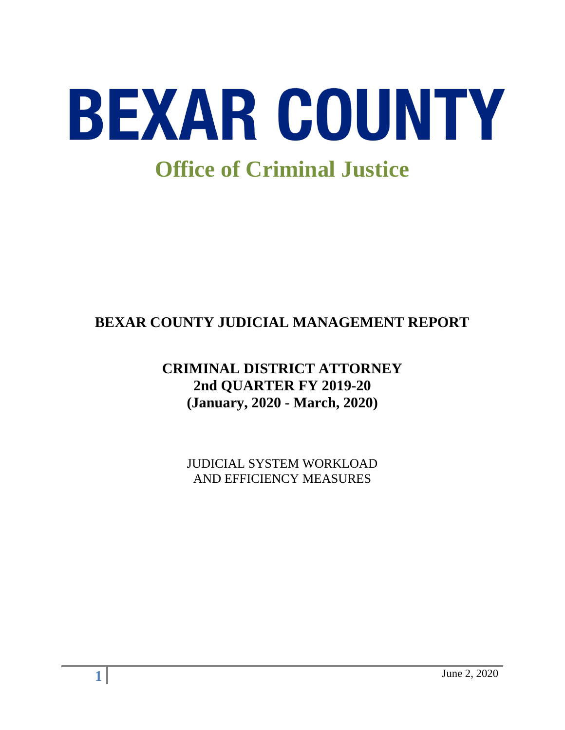# BEXAR COUNTY

## Office of Criminal Justice

## BEXAR COUNTY JUDICIAL MANAGEMENT REPORT

### CRIMINAL DISTRICT ATTORNEY
### 2nd QUARTER FY 2019-20
### (January, 2020 - March, 2020)

JUDICIAL SYSTEM WORKLOAD
AND EFFICIENCY MEASURES

June 2, 2020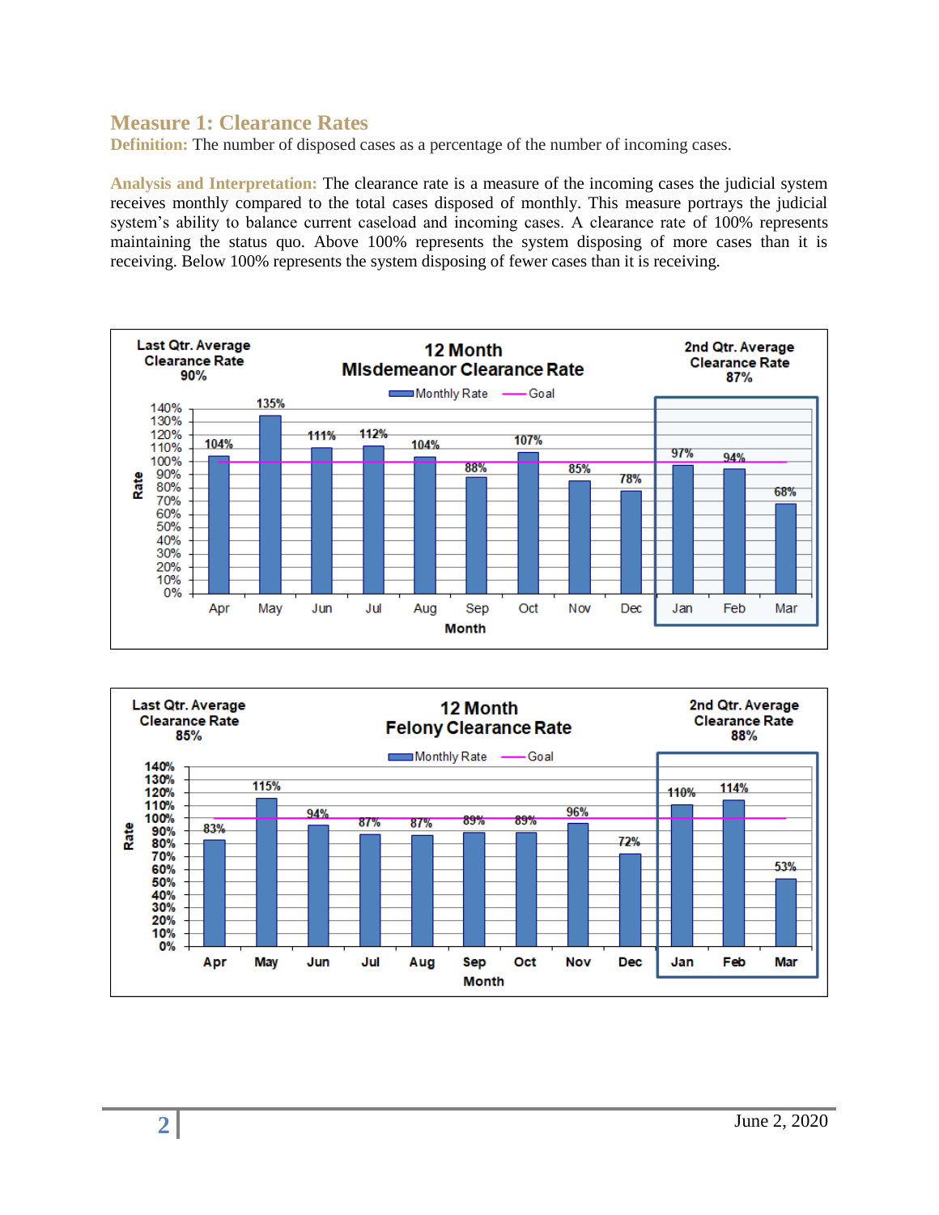## Measure 1: Clearance Rates

**Definition:** The number of disposed cases as a percentage of the number of incoming cases.

**Analysis and Interpretation:** The clearance rate is a measure of the incoming cases the judicial system receives monthly compared to the total cases disposed of monthly. This measure portrays the judicial system's ability to balance current caseload and incoming cases. A clearance rate of 100% represents maintaining the status quo. Above 100% represents the system disposing of more cases than it is receiving. Below 100% represents the system disposing of fewer cases than it is receiving.

**12 Month Misdemeanor Clearance Rate**

Last Qtr. Average Clearance Rate: 90%

2nd Qtr. Average Clearance Rate: 87%

| Month | Apr | May | Jun | Jul | Aug | Sep | Oct | Nov | Dec | Jan | Feb | Mar |
|---|---|---|---|---|---|---|---|---|---|---|---|---|
| Monthly Rate | 104% | 135% | 111% | 112% | 104% | 88% | 107% | 85% | 78% | 97% | 94% | 68% |
| Goal | 100% | 100% | 100% | 100% | 100% | 100% | 100% | 100% | 100% | 100% | 100% | 100% |

**12 Month Felony Clearance Rate**

Last Qtr. Average Clearance Rate: 85%

2nd Qtr. Average Clearance Rate: 88%

| Month | Apr | May | Jun | Jul | Aug | Sep | Oct | Nov | Dec | Jan | Feb | Mar |
|---|---|---|---|---|---|---|---|---|---|---|---|---|
| Monthly Rate | 83% | 115% | 94% | 87% | 87% | 89% | 89% | 96% | 72% | 110% | 114% | 53% |
| Goal | 100% | 100% | 100% | 100% | 100% | 100% | 100% | 100% | 100% | 100% | 100% | 100% |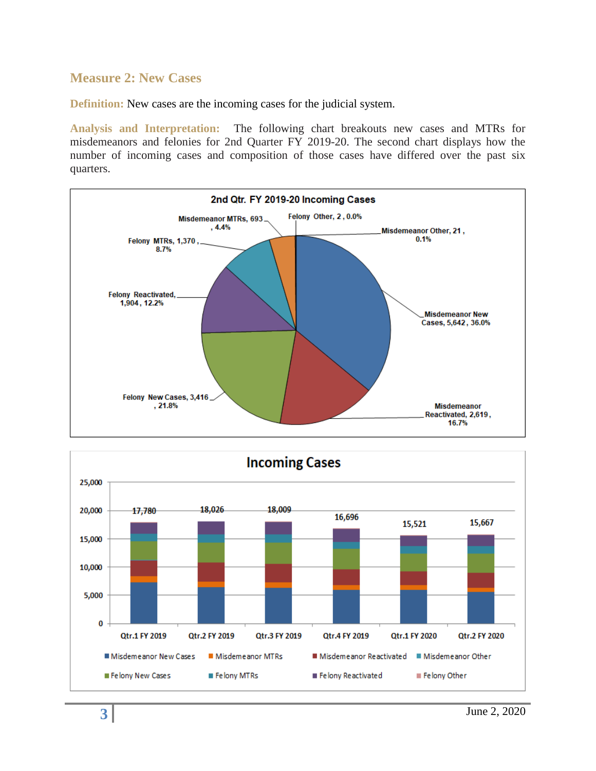## Measure 2: New Cases

**Definition:** New cases are the incoming cases for the judicial system.

**Analysis and Interpretation:** The following chart breakouts new cases and MTRs for misdemeanors and felonies for 2nd Quarter FY 2019-20. The second chart displays how the number of incoming cases and composition of those cases have differed over the past six quarters.

**2nd Qtr. FY 2019-20 Incoming Cases**

| Category | Count | Percent |
|---|---|---|
| Misdemeanor New Cases | 5,642 | 36.0% |
| Misdemeanor Reactivated | 2,619 | 16.7% |
| Felony New Cases | 3,416 | 21.8% |
| Felony Reactivated | 1,904 | 12.2% |
| Felony MTRs | 1,370 | 8.7% |
| Misdemeanor MTRs | 693 | 4.4% |
| Felony Other | 2 | 0.0% |
| Misdemeanor Other | 21 | 0.1% |

**Incoming Cases**

| Quarter | Total |
|---|---|
| Qtr.1 FY 2019 | 17,780 |
| Qtr.2 FY 2019 | 18,026 |
| Qtr.3 FY 2019 | 18,009 |
| Qtr.4 FY 2019 | 16,696 |
| Qtr.1 FY 2020 | 15,521 |
| Qtr.2 FY 2020 | 15,667 |

Legend: Misdemeanor New Cases, Misdemeanor MTRs, Misdemeanor Reactivated, Misdemeanor Other, Felony New Cases, Felony MTRs, Felony Reactivated, Felony Other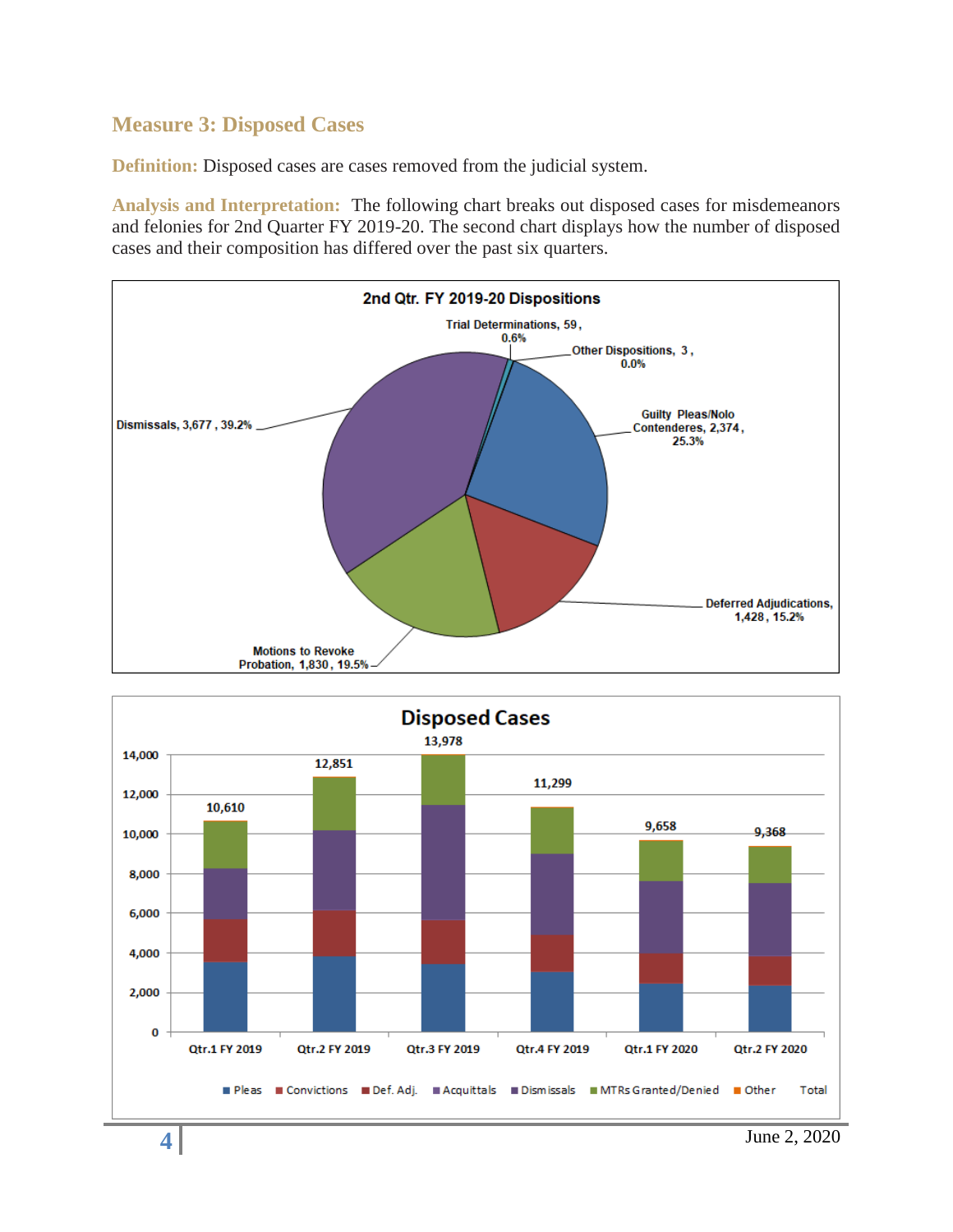## Measure 3: Disposed Cases

**Definition:** Disposed cases are cases removed from the judicial system.

**Analysis and Interpretation:** The following chart breaks out disposed cases for misdemeanors and felonies for 2nd Quarter FY 2019-20. The second chart displays how the number of disposed cases and their composition has differed over the past six quarters.

**2nd Qtr. FY 2019-20 Dispositions**

| Disposition | Count | Percent |
|---|---|---|
| Trial Determinations | 59 | 0.6% |
| Other Dispositions | 3 | 0.0% |
| Guilty Pleas/Nolo Contenderes | 2,374 | 25.3% |
| Deferred Adjudications | 1,428 | 15.2% |
| Motions to Revoke Probation | 1,830 | 19.5% |
| Dismissals | 3,677 | 39.2% |

**Disposed Cases**

| Quarter | Total |
|---|---|
| Qtr.1 FY 2019 | 10,610 |
| Qtr.2 FY 2019 | 12,851 |
| Qtr.3 FY 2019 | 13,978 |
| Qtr.4 FY 2019 | 11,299 |
| Qtr.1 FY 2020 | 9,658 |
| Qtr.2 FY 2020 | 9,368 |

Legend: Pleas, Convictions, Def. Adj., Acquittals, Dismissals, MTRs Granted/Denied, Other, Total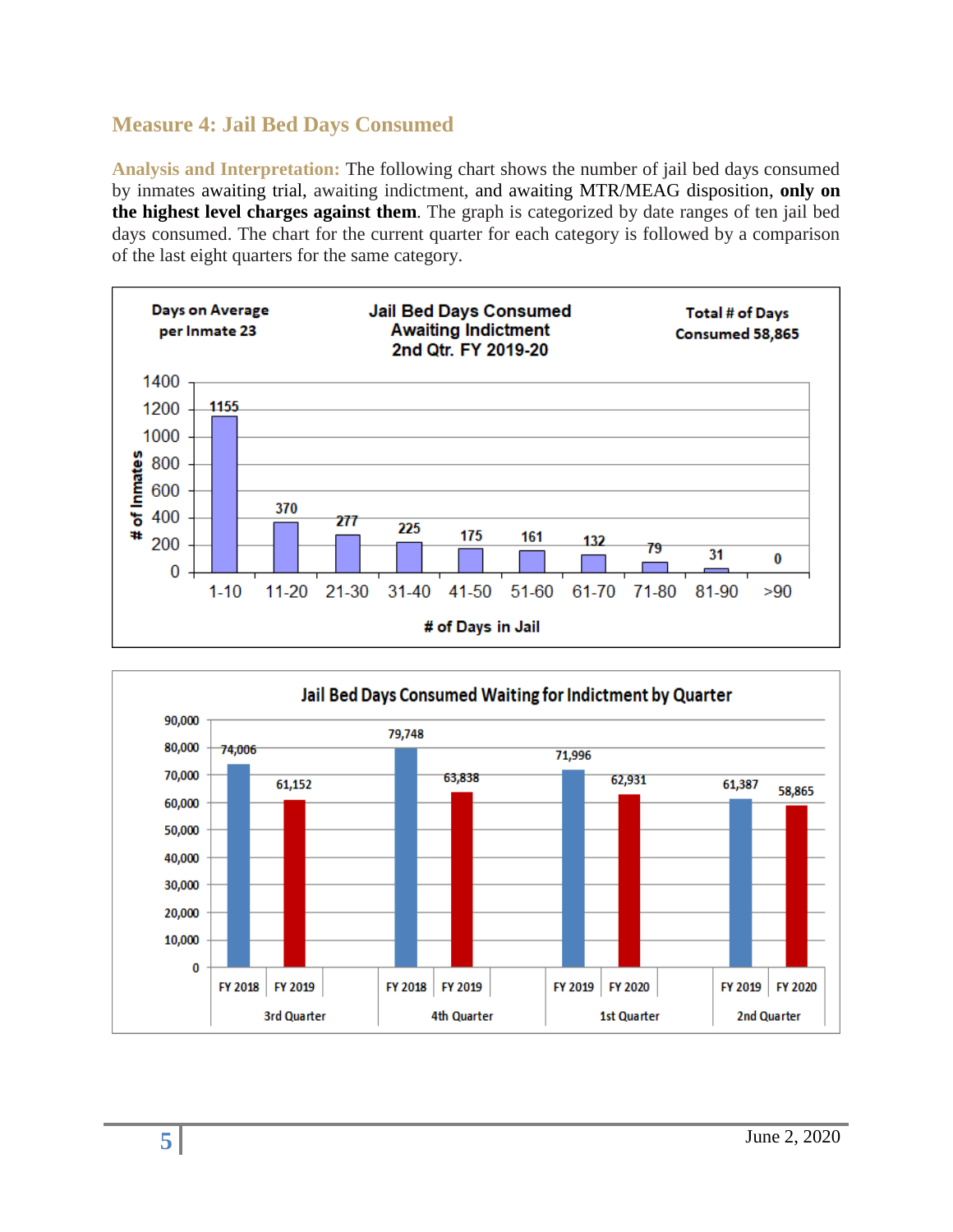## Measure 4: Jail Bed Days Consumed

**Analysis and Interpretation:** The following chart shows the number of jail bed days consumed by inmates awaiting trial, awaiting indictment, and awaiting MTR/MEAG disposition, **only on the highest level charges against them**. The graph is categorized by date ranges of ten jail bed days consumed. The chart for the current quarter for each category is followed by a comparison of the last eight quarters for the same category.

**Jail Bed Days Consumed Awaiting Indictment 2nd Qtr. FY 2019-20**

Days on Average per Inmate 23

Total # of Days Consumed 58,865

| # of Days in Jail | # of Inmates |
|---|---|
| 1-10 | 1155 |
| 11-20 | 370 |
| 21-30 | 277 |
| 31-40 | 225 |
| 41-50 | 175 |
| 51-60 | 161 |
| 61-70 | 132 |
| 71-80 | 79 |
| 81-90 | 31 |
| >90 | 0 |

**Jail Bed Days Consumed Waiting for Indictment by Quarter**

| Quarter | Fiscal Year | Jail Bed Days |
|---|---|---|
| 3rd Quarter | FY 2018 | 74,006 |
| 3rd Quarter | FY 2019 | 61,152 |
| 4th Quarter | FY 2018 | 79,748 |
| 4th Quarter | FY 2019 | 63,838 |
| 1st Quarter | FY 2019 | 71,996 |
| 1st Quarter | FY 2020 | 62,931 |
| 2nd Quarter | FY 2019 | 61,387 |
| 2nd Quarter | FY 2020 | 58,865 |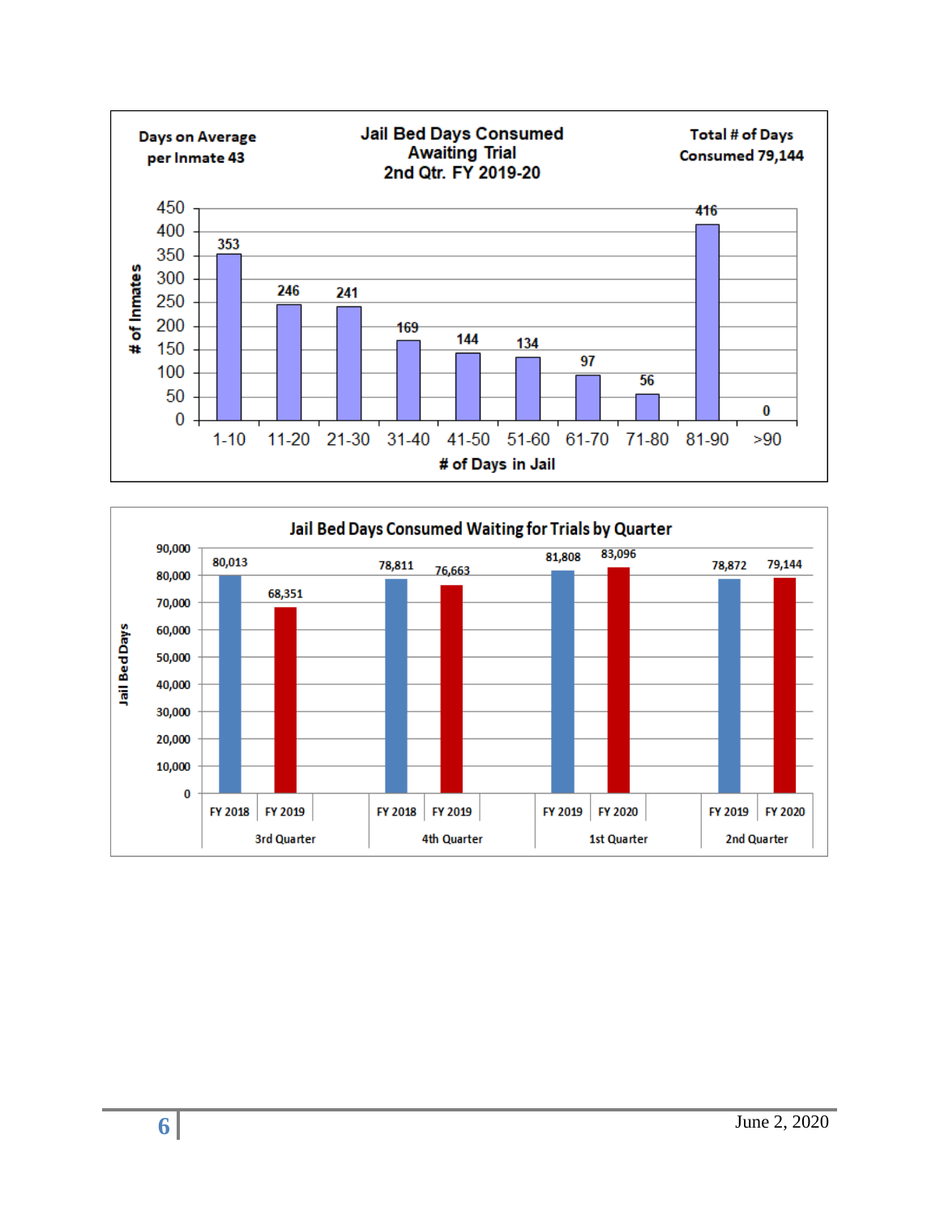## Jail Bed Days Consumed Awaiting Trial 2nd Qtr. FY 2019-20

Days on Average per Inmate 43

Total # of Days Consumed 79,144

| # of Days in Jail | # of Inmates |
|---|---|
| 1-10 | 353 |
| 11-20 | 246 |
| 21-30 | 241 |
| 31-40 | 169 |
| 41-50 | 144 |
| 51-60 | 134 |
| 61-70 | 97 |
| 71-80 | 56 |
| 81-90 | 416 |
| >90 | 0 |

## Jail Bed Days Consumed Waiting for Trials by Quarter

| Quarter | Fiscal Year | Jail Bed Days |
|---|---|---|
| 3rd Quarter | FY 2018 | 80,013 |
| 3rd Quarter | FY 2019 | 68,351 |
| 4th Quarter | FY 2018 | 78,811 |
| 4th Quarter | FY 2019 | 76,663 |
| 1st Quarter | FY 2019 | 81,808 |
| 1st Quarter | FY 2020 | 83,096 |
| 2nd Quarter | FY 2019 | 78,872 |
| 2nd Quarter | FY 2020 | 79,144 |

June 2, 2020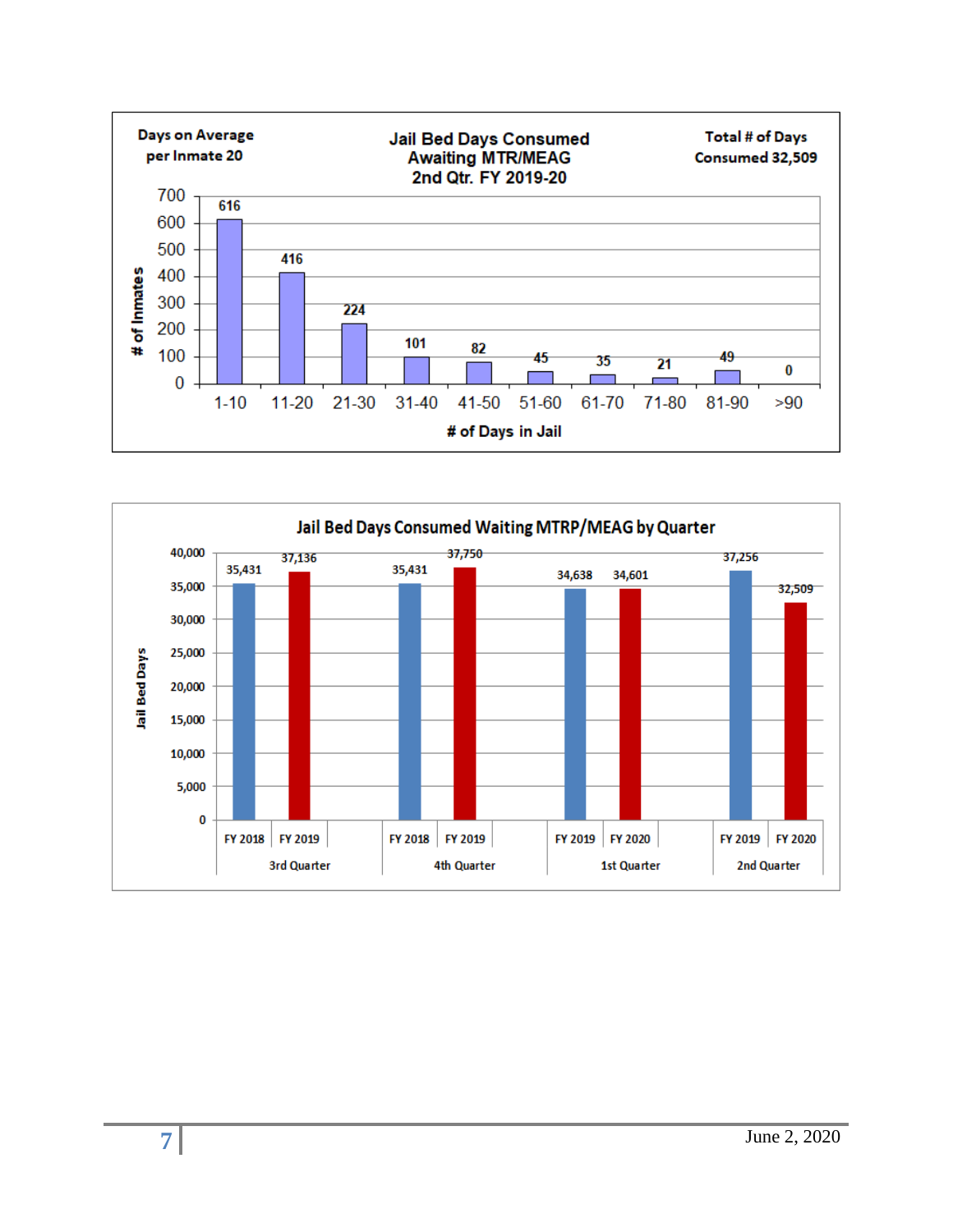**Jail Bed Days Consumed Awaiting MTR/MEAG 2nd Qtr. FY 2019-20**

Days on Average per Inmate 20

Total # of Days Consumed 32,509

| # of Days in Jail | # of Inmates |
|---|---|
| 1-10 | 616 |
| 11-20 | 416 |
| 21-30 | 224 |
| 31-40 | 101 |
| 41-50 | 82 |
| 51-60 | 45 |
| 61-70 | 35 |
| 71-80 | 21 |
| 81-90 | 49 |
| >90 | 0 |

**Jail Bed Days Consumed Waiting MTRP/MEAG by Quarter**

| Quarter | Fiscal Year | Jail Bed Days |
|---|---|---|
| 3rd Quarter | FY 2018 | 35,431 |
| 3rd Quarter | FY 2019 | 37,136 |
| 4th Quarter | FY 2018 | 35,431 |
| 4th Quarter | FY 2019 | 37,750 |
| 1st Quarter | FY 2019 | 34,638 |
| 1st Quarter | FY 2020 | 34,601 |
| 2nd Quarter | FY 2019 | 37,256 |
| 2nd Quarter | FY 2020 | 32,509 |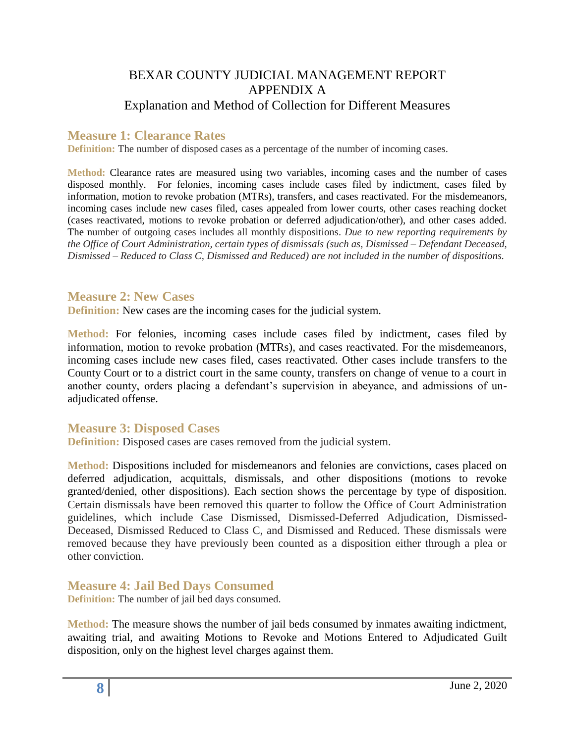# BEXAR COUNTY JUDICIAL MANAGEMENT REPORT
# APPENDIX A
## Explanation and Method of Collection for Different Measures

### Measure 1: Clearance Rates

**Definition:** The number of disposed cases as a percentage of the number of incoming cases.

**Method:** Clearance rates are measured using two variables, incoming cases and the number of cases disposed monthly. For felonies, incoming cases include cases filed by indictment, cases filed by information, motion to revoke probation (MTRs), transfers, and cases reactivated. For the misdemeanors, incoming cases include new cases filed, cases appealed from lower courts, other cases reaching docket (cases reactivated, motions to revoke probation or deferred adjudication/other), and other cases added. The number of outgoing cases includes all monthly dispositions. *Due to new reporting requirements by the Office of Court Administration, certain types of dismissals (such as, Dismissed – Defendant Deceased, Dismissed – Reduced to Class C, Dismissed and Reduced) are not included in the number of dispositions.*

### Measure 2: New Cases

**Definition:** New cases are the incoming cases for the judicial system.

**Method:** For felonies, incoming cases include cases filed by indictment, cases filed by information, motion to revoke probation (MTRs), and cases reactivated. For the misdemeanors, incoming cases include new cases filed, cases reactivated. Other cases include transfers to the County Court or to a district court in the same county, transfers on change of venue to a court in another county, orders placing a defendant's supervision in abeyance, and admissions of un-adjudicated offense.

### Measure 3: Disposed Cases

**Definition:** Disposed cases are cases removed from the judicial system.

**Method:** Dispositions included for misdemeanors and felonies are convictions, cases placed on deferred adjudication, acquittals, dismissals, and other dispositions (motions to revoke granted/denied, other dispositions). Each section shows the percentage by type of disposition. Certain dismissals have been removed this quarter to follow the Office of Court Administration guidelines, which include Case Dismissed, Dismissed-Deferred Adjudication, Dismissed-Deceased, Dismissed Reduced to Class C, and Dismissed and Reduced. These dismissals were removed because they have previously been counted as a disposition either through a plea or other conviction.

### Measure 4: Jail Bed Days Consumed

**Definition:** The number of jail bed days consumed.

**Method:** The measure shows the number of jail beds consumed by inmates awaiting indictment, awaiting trial, and awaiting Motions to Revoke and Motions Entered to Adjudicated Guilt disposition, only on the highest level charges against them.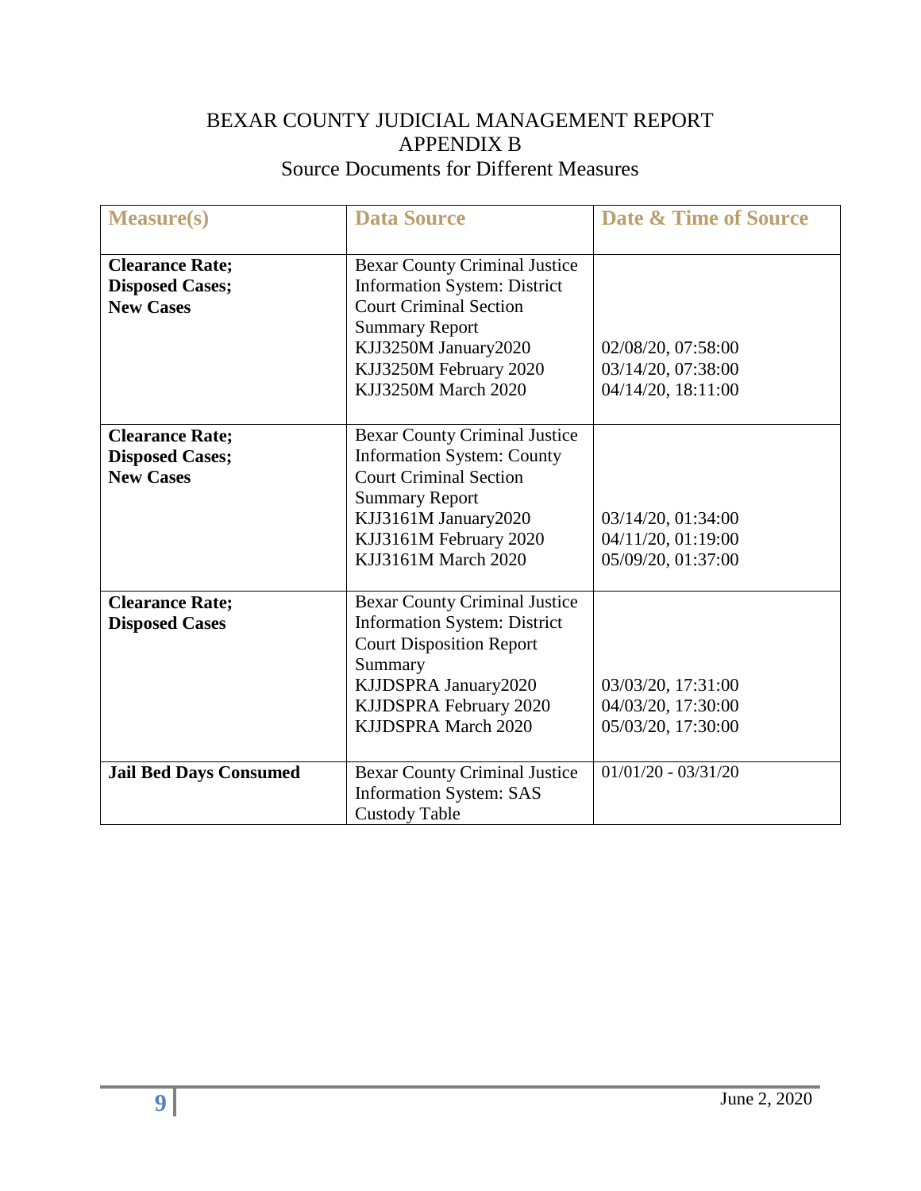# BEXAR COUNTY JUDICIAL MANAGEMENT REPORT
## APPENDIX B
### Source Documents for Different Measures

| Measure(s) | Data Source | Date & Time of Source |
|---|---|---|
| **Clearance Rate; Disposed Cases; New Cases** | Bexar County Criminal Justice Information System: District Court Criminal Section Summary Report<br>KJJ3250M January2020<br>KJJ3250M February 2020<br>KJJ3250M March 2020 | <br>02/08/20, 07:58:00<br>03/14/20, 07:38:00<br>04/14/20, 18:11:00 |
| **Clearance Rate; Disposed Cases; New Cases** | Bexar County Criminal Justice Information System: County Court Criminal Section Summary Report<br>KJJ3161M January2020<br>KJJ3161M February 2020<br>KJJ3161M March 2020 | <br>03/14/20, 01:34:00<br>04/11/20, 01:19:00<br>05/09/20, 01:37:00 |
| **Clearance Rate; Disposed Cases** | Bexar County Criminal Justice Information System: District Court Disposition Report Summary<br>KJJDSPRA January2020<br>KJJDSPRA February 2020<br>KJJDSPRA March 2020 | <br>03/03/20, 17:31:00<br>04/03/20, 17:30:00<br>05/03/20, 17:30:00 |
| **Jail Bed Days Consumed** | Bexar County Criminal Justice Information System: SAS Custody Table | 01/01/20 - 03/31/20 |